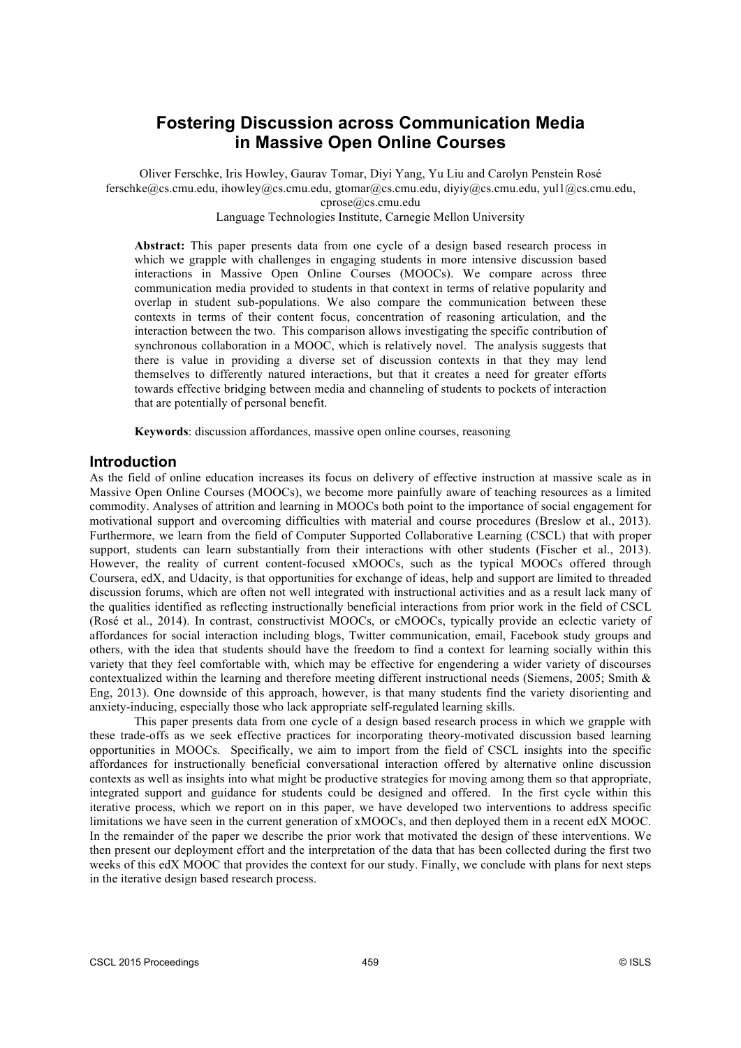# Fostering Discussion across Communication Media in Massive Open Online Courses

Oliver Ferschke, Iris Howley, Gaurav Tomar, Diyi Yang, Yu Liu and Carolyn Penstein Rosé
ferschke@cs.cmu.edu, ihowley@cs.cmu.edu, gtomar@cs.cmu.edu, diyiy@cs.cmu.edu, yul1@cs.cmu.edu, cprose@cs.cmu.edu
Language Technologies Institute, Carnegie Mellon University

**Abstract:** This paper presents data from one cycle of a design based research process in which we grapple with challenges in engaging students in more intensive discussion based interactions in Massive Open Online Courses (MOOCs). We compare across three communication media provided to students in that context in terms of relative popularity and overlap in student sub-populations. We also compare the communication between these contexts in terms of their content focus, concentration of reasoning articulation, and the interaction between the two. This comparison allows investigating the specific contribution of synchronous collaboration in a MOOC, which is relatively novel. The analysis suggests that there is value in providing a diverse set of discussion contexts in that they may lend themselves to differently natured interactions, but that it creates a need for greater efforts towards effective bridging between media and channeling of students to pockets of interaction that are potentially of personal benefit.

**Keywords**: discussion affordances, massive open online courses, reasoning

## Introduction

As the field of online education increases its focus on delivery of effective instruction at massive scale as in Massive Open Online Courses (MOOCs), we become more painfully aware of teaching resources as a limited commodity. Analyses of attrition and learning in MOOCs both point to the importance of social engagement for motivational support and overcoming difficulties with material and course procedures (Breslow et al., 2013). Furthermore, we learn from the field of Computer Supported Collaborative Learning (CSCL) that with proper support, students can learn substantially from their interactions with other students (Fischer et al., 2013). However, the reality of current content-focused xMOOCs, such as the typical MOOCs offered through Coursera, edX, and Udacity, is that opportunities for exchange of ideas, help and support are limited to threaded discussion forums, which are often not well integrated with instructional activities and as a result lack many of the qualities identified as reflecting instructionally beneficial interactions from prior work in the field of CSCL (Rosé et al., 2014). In contrast, constructivist MOOCs, or cMOOCs, typically provide an eclectic variety of affordances for social interaction including blogs, Twitter communication, email, Facebook study groups and others, with the idea that students should have the freedom to find a context for learning socially within this variety that they feel comfortable with, which may be effective for engendering a wider variety of discourses contextualized within the learning and therefore meeting different instructional needs (Siemens, 2005; Smith & Eng, 2013). One downside of this approach, however, is that many students find the variety disorienting and anxiety-inducing, especially those who lack appropriate self-regulated learning skills.

This paper presents data from one cycle of a design based research process in which we grapple with these trade-offs as we seek effective practices for incorporating theory-motivated discussion based learning opportunities in MOOCs. Specifically, we aim to import from the field of CSCL insights into the specific affordances for instructionally beneficial conversational interaction offered by alternative online discussion contexts as well as insights into what might be productive strategies for moving among them so that appropriate, integrated support and guidance for students could be designed and offered. In the first cycle within this iterative process, which we report on in this paper, we have developed two interventions to address specific limitations we have seen in the current generation of xMOOCs, and then deployed them in a recent edX MOOC. In the remainder of the paper we describe the prior work that motivated the design of these interventions. We then present our deployment effort and the interpretation of the data that has been collected during the first two weeks of this edX MOOC that provides the context for our study. Finally, we conclude with plans for next steps in the iterative design based research process.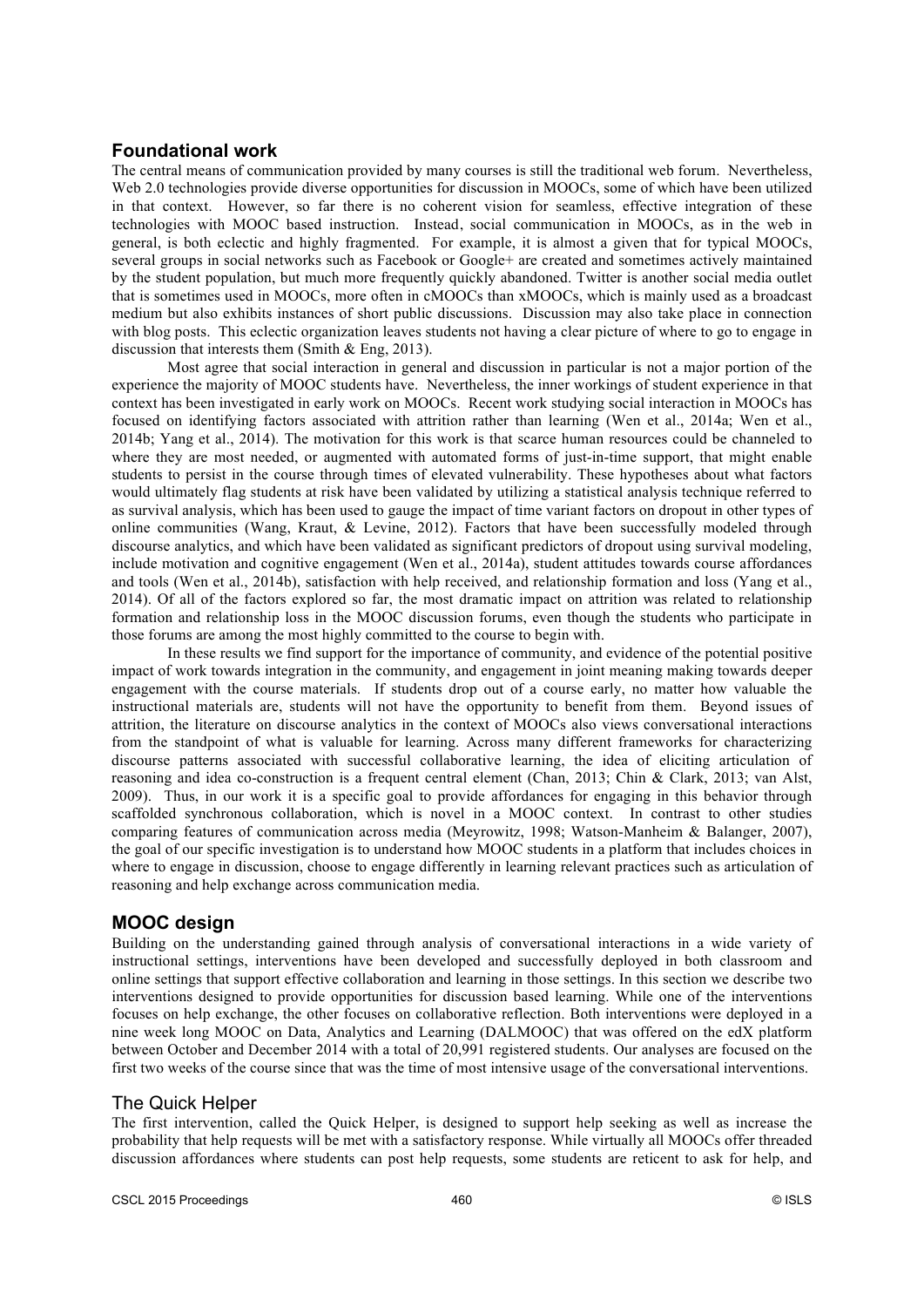## Foundational work

The central means of communication provided by many courses is still the traditional web forum. Nevertheless, Web 2.0 technologies provide diverse opportunities for discussion in MOOCs, some of which have been utilized in that context. However, so far there is no coherent vision for seamless, effective integration of these technologies with MOOC based instruction. Instead, social communication in MOOCs, as in the web in general, is both eclectic and highly fragmented. For example, it is almost a given that for typical MOOCs, several groups in social networks such as Facebook or Google+ are created and sometimes actively maintained by the student population, but much more frequently quickly abandoned. Twitter is another social media outlet that is sometimes used in MOOCs, more often in cMOOCs than xMOOCs, which is mainly used as a broadcast medium but also exhibits instances of short public discussions. Discussion may also take place in connection with blog posts. This eclectic organization leaves students not having a clear picture of where to go to engage in discussion that interests them (Smith & Eng, 2013).

Most agree that social interaction in general and discussion in particular is not a major portion of the experience the majority of MOOC students have. Nevertheless, the inner workings of student experience in that context has been investigated in early work on MOOCs. Recent work studying social interaction in MOOCs has focused on identifying factors associated with attrition rather than learning (Wen et al., 2014a; Wen et al., 2014b; Yang et al., 2014). The motivation for this work is that scarce human resources could be channeled to where they are most needed, or augmented with automated forms of just-in-time support, that might enable students to persist in the course through times of elevated vulnerability. These hypotheses about what factors would ultimately flag students at risk have been validated by utilizing a statistical analysis technique referred to as survival analysis, which has been used to gauge the impact of time variant factors on dropout in other types of online communities (Wang, Kraut, & Levine, 2012). Factors that have been successfully modeled through discourse analytics, and which have been validated as significant predictors of dropout using survival modeling, include motivation and cognitive engagement (Wen et al., 2014a), student attitudes towards course affordances and tools (Wen et al., 2014b), satisfaction with help received, and relationship formation and loss (Yang et al., 2014). Of all of the factors explored so far, the most dramatic impact on attrition was related to relationship formation and relationship loss in the MOOC discussion forums, even though the students who participate in those forums are among the most highly committed to the course to begin with.

In these results we find support for the importance of community, and evidence of the potential positive impact of work towards integration in the community, and engagement in joint meaning making towards deeper engagement with the course materials. If students drop out of a course early, no matter how valuable the instructional materials are, students will not have the opportunity to benefit from them. Beyond issues of attrition, the literature on discourse analytics in the context of MOOCs also views conversational interactions from the standpoint of what is valuable for learning. Across many different frameworks for characterizing discourse patterns associated with successful collaborative learning, the idea of eliciting articulation of reasoning and idea co-construction is a frequent central element (Chan, 2013; Chin & Clark, 2013; van Alst, 2009). Thus, in our work it is a specific goal to provide affordances for engaging in this behavior through scaffolded synchronous collaboration, which is novel in a MOOC context. In contrast to other studies comparing features of communication across media (Meyrowitz, 1998; Watson-Manheim & Balanger, 2007), the goal of our specific investigation is to understand how MOOC students in a platform that includes choices in where to engage in discussion, choose to engage differently in learning relevant practices such as articulation of reasoning and help exchange across communication media.

## MOOC design

Building on the understanding gained through analysis of conversational interactions in a wide variety of instructional settings, interventions have been developed and successfully deployed in both classroom and online settings that support effective collaboration and learning in those settings. In this section we describe two interventions designed to provide opportunities for discussion based learning. While one of the interventions focuses on help exchange, the other focuses on collaborative reflection. Both interventions were deployed in a nine week long MOOC on Data, Analytics and Learning (DALMOOC) that was offered on the edX platform between October and December 2014 with a total of 20,991 registered students. Our analyses are focused on the first two weeks of the course since that was the time of most intensive usage of the conversational interventions.

### The Quick Helper

The first intervention, called the Quick Helper, is designed to support help seeking as well as increase the probability that help requests will be met with a satisfactory response. While virtually all MOOCs offer threaded discussion affordances where students can post help requests, some students are reticent to ask for help, and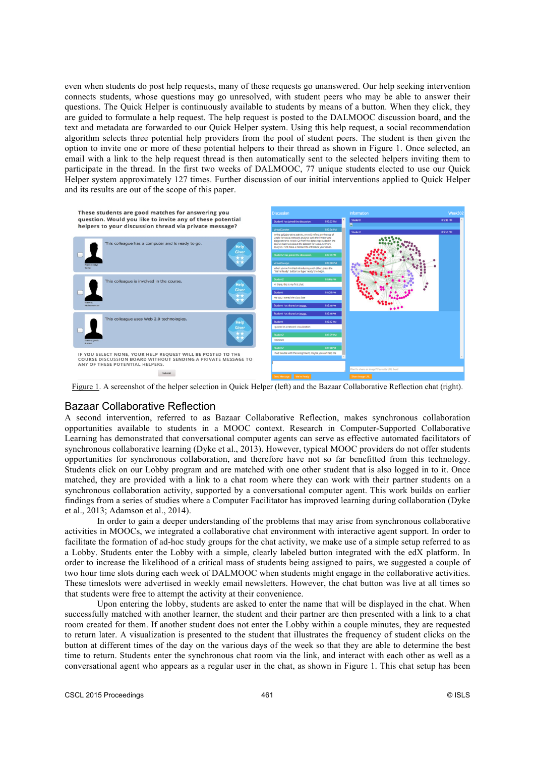even when students do post help requests, many of these requests go unanswered. Our help seeking intervention connects students, whose questions may go unresolved, with student peers who may be able to answer their questions. The Quick Helper is continuously available to students by means of a button. When they click, they are guided to formulate a help request. The help request is posted to the DALMOOC discussion board, and the text and metadata are forwarded to our Quick Helper system. Using this help request, a social recommendation algorithm selects three potential help providers from the pool of student peers. The student is then given the option to invite one or more of these potential helpers to their thread as shown in Figure 1. Once selected, an email with a link to the help request thread is then automatically sent to the selected helpers inviting them to participate in the thread. In the first two weeks of DALMOOC, 77 unique students elected to use our Quick Helper system approximately 127 times. Further discussion of our initial interventions applied to Quick Helper and its results are out of the scope of this paper.

Figure 1. A screenshot of the helper selection in Quick Helper (left) and the Bazaar Collaborative Reflection chat (right).

## Bazaar Collaborative Reflection

A second intervention, referred to as Bazaar Collaborative Reflection, makes synchronous collaboration opportunities available to students in a MOOC context. Research in Computer-Supported Collaborative Learning has demonstrated that conversational computer agents can serve as effective automated facilitators of synchronous collaborative learning (Dyke et al., 2013). However, typical MOOC providers do not offer students opportunities for synchronous collaboration, and therefore have not so far benefitted from this technology. Students click on our Lobby program and are matched with one other student that is also logged in as well. Once matched, they are provided with a link to a chat room where they can work with their partner students on a synchronous collaboration activity, supported by a conversational computer agent. This work builds on earlier findings from a series of studies where a Computer Facilitator has improved learning during collaboration (Dyke et al., 2013; Adamson et al., 2014).

In order to gain a deeper understanding of the problems that may arise from synchronous collaborative activities in MOOCs, we integrated a collaborative chat environment with interactive agent support. In order to facilitate the formation of ad-hoc study groups for the chat activity, we make use of a simple setup referred to as a Lobby. Students enter the Lobby with a simple, clearly labeled button integrated with the edX platform. In order to increase the likelihood of a critical mass of students being assigned to pairs, we suggested a couple of two hour time slots during each week of DALMOOC when students might engage in the collaborative activities. These timeslots were advertised in weekly email newsletters. However, the chat button was live at all times so that students were free to attempt the activity at their convenience.

Upon entering the lobby, students are asked to enter the name that will be displayed in the chat. When successfully matched with another learner, the student and their partner are then presented with a link to a chat room created for them. If another student does not enter the Lobby within a couple minutes, they are requested to return later. A visualization is presented to the student that illustrates the frequency of student clicks on the button at different times of the day on the various days of the week so that they are able to determine the best time to return. Students enter the synchronous chat room via the link, and interact with each other as well as a conversational agent who appears as a regular user in the chat, as shown in Figure 1. This chat setup has been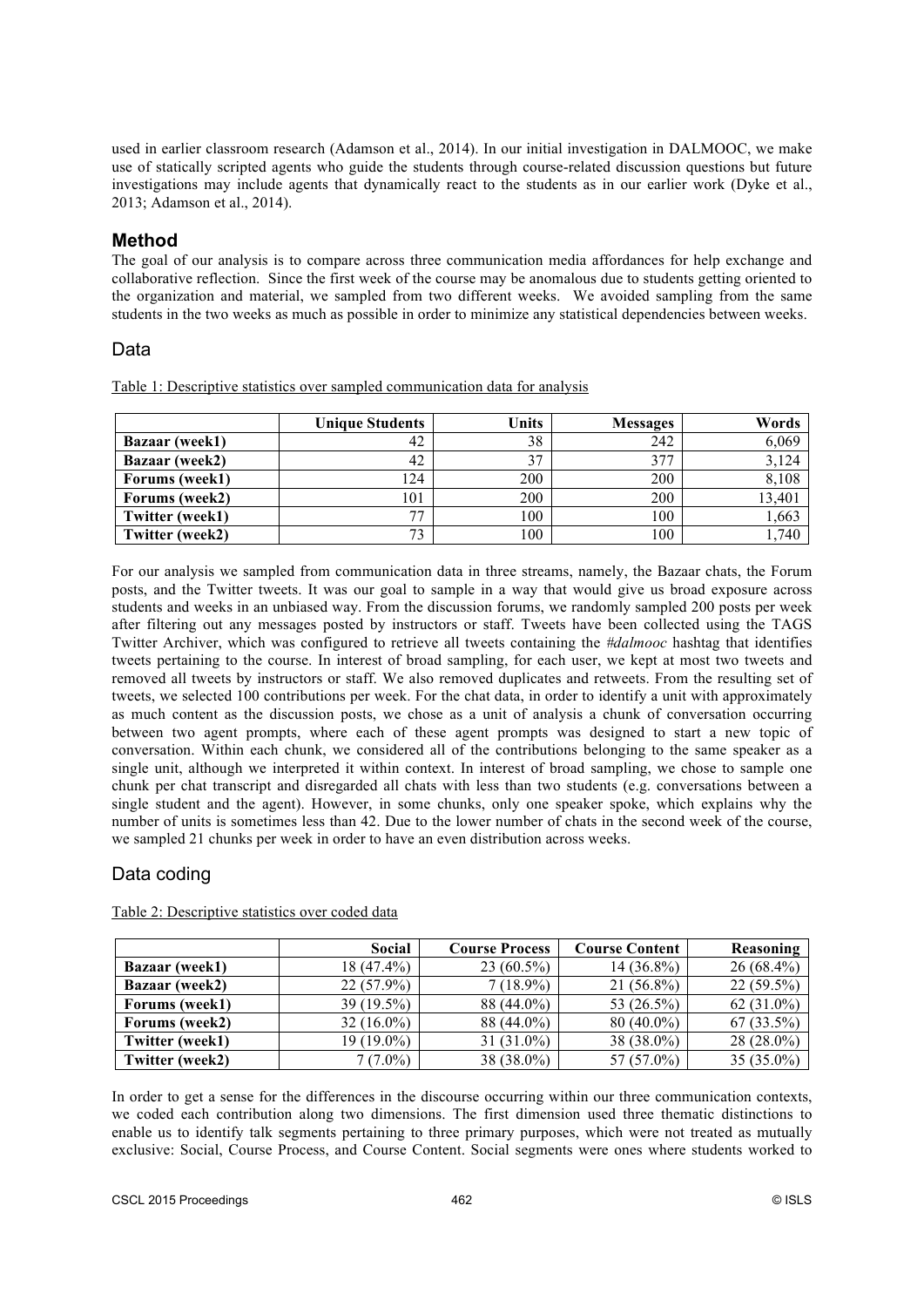used in earlier classroom research (Adamson et al., 2014). In our initial investigation in DALMOOC, we make use of statically scripted agents who guide the students through course-related discussion questions but future investigations may include agents that dynamically react to the students as in our earlier work (Dyke et al., 2013; Adamson et al., 2014).

## Method

The goal of our analysis is to compare across three communication media affordances for help exchange and collaborative reflection. Since the first week of the course may be anomalous due to students getting oriented to the organization and material, we sampled from two different weeks. We avoided sampling from the same students in the two weeks as much as possible in order to minimize any statistical dependencies between weeks.

### Data

Table 1: Descriptive statistics over sampled communication data for analysis

| | Unique Students | Units | Messages | Words |
|---|---|---|---|---|
| **Bazaar (week1)** | 42 | 38 | 242 | 6,069 |
| **Bazaar (week2)** | 42 | 37 | 377 | 3,124 |
| **Forums (week1)** | 124 | 200 | 200 | 8,108 |
| **Forums (week2)** | 101 | 200 | 200 | 13,401 |
| **Twitter (week1)** | 77 | 100 | 100 | 1,663 |
| **Twitter (week2)** | 73 | 100 | 100 | 1,740 |

For our analysis we sampled from communication data in three streams, namely, the Bazaar chats, the Forum posts, and the Twitter tweets. It was our goal to sample in a way that would give us broad exposure across students and weeks in an unbiased way. From the discussion forums, we randomly sampled 200 posts per week after filtering out any messages posted by instructors or staff. Tweets have been collected using the TAGS Twitter Archiver, which was configured to retrieve all tweets containing the *#dalmooc* hashtag that identifies tweets pertaining to the course. In interest of broad sampling, for each user, we kept at most two tweets and removed all tweets by instructors or staff. We also removed duplicates and retweets. From the resulting set of tweets, we selected 100 contributions per week. For the chat data, in order to identify a unit with approximately as much content as the discussion posts, we chose as a unit of analysis a chunk of conversation occurring between two agent prompts, where each of these agent prompts was designed to start a new topic of conversation. Within each chunk, we considered all of the contributions belonging to the same speaker as a single unit, although we interpreted it within context. In interest of broad sampling, we chose to sample one chunk per chat transcript and disregarded all chats with less than two students (e.g. conversations between a single student and the agent). However, in some chunks, only one speaker spoke, which explains why the number of units is sometimes less than 42. Due to the lower number of chats in the second week of the course, we sampled 21 chunks per week in order to have an even distribution across weeks.

### Data coding

Table 2: Descriptive statistics over coded data

| | Social | Course Process | Course Content | Reasoning |
|---|---|---|---|---|
| **Bazaar (week1)** | 18 (47.4%) | 23 (60.5%) | 14 (36.8%) | 26 (68.4%) |
| **Bazaar (week2)** | 22 (57.9%) | 7 (18.9%) | 21 (56.8%) | 22 (59.5%) |
| **Forums (week1)** | 39 (19.5%) | 88 (44.0%) | 53 (26.5%) | 62 (31.0%) |
| **Forums (week2)** | 32 (16.0%) | 88 (44.0%) | 80 (40.0%) | 67 (33.5%) |
| **Twitter (week1)** | 19 (19.0%) | 31 (31.0%) | 38 (38.0%) | 28 (28.0%) |
| **Twitter (week2)** | 7 (7.0%) | 38 (38.0%) | 57 (57.0%) | 35 (35.0%) |

In order to get a sense for the differences in the discourse occurring within our three communication contexts, we coded each contribution along two dimensions. The first dimension used three thematic distinctions to enable us to identify talk segments pertaining to three primary purposes, which were not treated as mutually exclusive: Social, Course Process, and Course Content. Social segments were ones where students worked to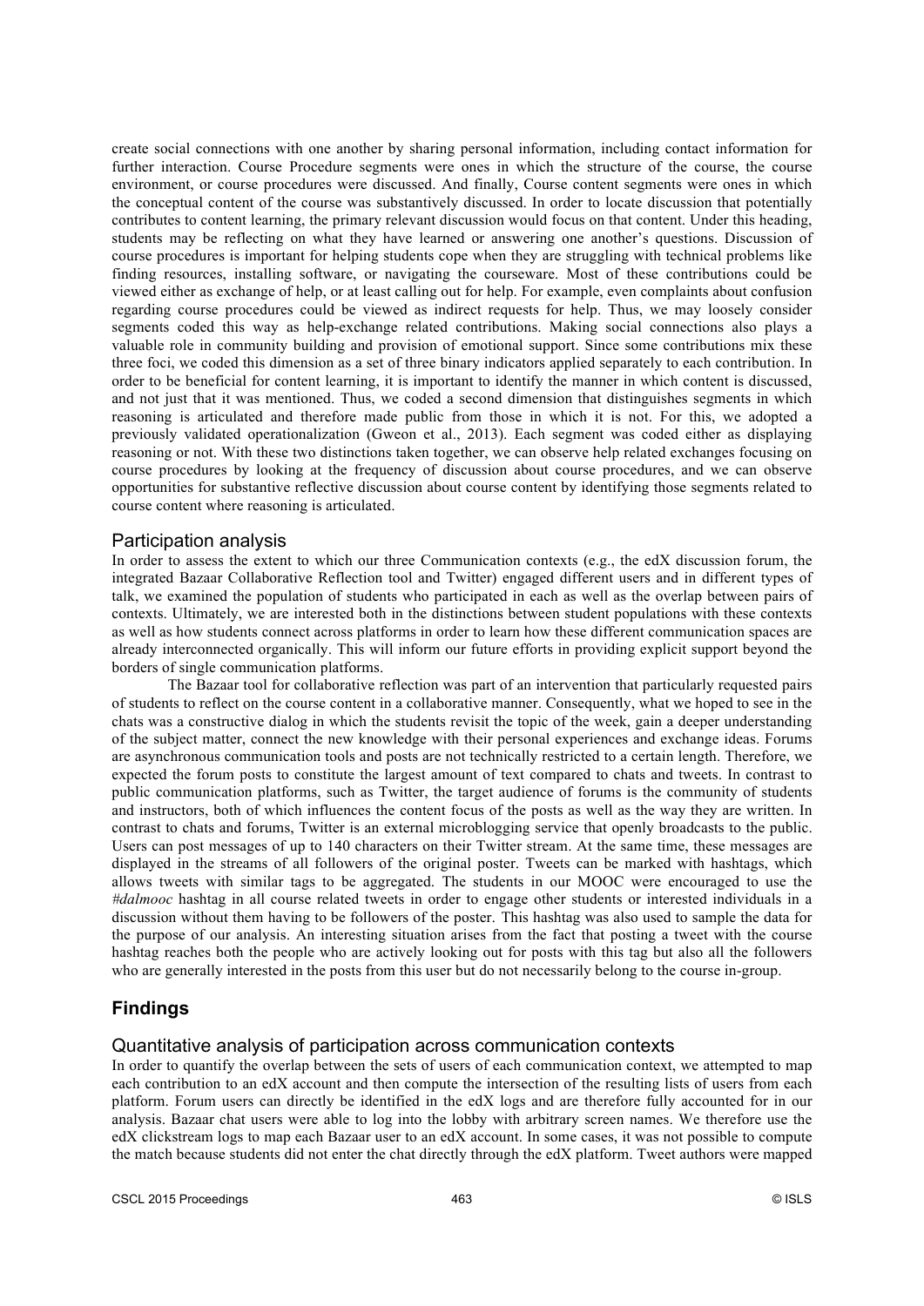create social connections with one another by sharing personal information, including contact information for further interaction. Course Procedure segments were ones in which the structure of the course, the course environment, or course procedures were discussed. And finally, Course content segments were ones in which the conceptual content of the course was substantively discussed. In order to locate discussion that potentially contributes to content learning, the primary relevant discussion would focus on that content. Under this heading, students may be reflecting on what they have learned or answering one another's questions. Discussion of course procedures is important for helping students cope when they are struggling with technical problems like finding resources, installing software, or navigating the courseware. Most of these contributions could be viewed either as exchange of help, or at least calling out for help. For example, even complaints about confusion regarding course procedures could be viewed as indirect requests for help. Thus, we may loosely consider segments coded this way as help-exchange related contributions. Making social connections also plays a valuable role in community building and provision of emotional support. Since some contributions mix these three foci, we coded this dimension as a set of three binary indicators applied separately to each contribution. In order to be beneficial for content learning, it is important to identify the manner in which content is discussed, and not just that it was mentioned. Thus, we coded a second dimension that distinguishes segments in which reasoning is articulated and therefore made public from those in which it is not. For this, we adopted a previously validated operationalization (Gweon et al., 2013). Each segment was coded either as displaying reasoning or not. With these two distinctions taken together, we can observe help related exchanges focusing on course procedures by looking at the frequency of discussion about course procedures, and we can observe opportunities for substantive reflective discussion about course content by identifying those segments related to course content where reasoning is articulated.

### Participation analysis

In order to assess the extent to which our three Communication contexts (e.g., the edX discussion forum, the integrated Bazaar Collaborative Reflection tool and Twitter) engaged different users and in different types of talk, we examined the population of students who participated in each as well as the overlap between pairs of contexts. Ultimately, we are interested both in the distinctions between student populations with these contexts as well as how students connect across platforms in order to learn how these different communication spaces are already interconnected organically. This will inform our future efforts in providing explicit support beyond the borders of single communication platforms.

The Bazaar tool for collaborative reflection was part of an intervention that particularly requested pairs of students to reflect on the course content in a collaborative manner. Consequently, what we hoped to see in the chats was a constructive dialog in which the students revisit the topic of the week, gain a deeper understanding of the subject matter, connect the new knowledge with their personal experiences and exchange ideas. Forums are asynchronous communication tools and posts are not technically restricted to a certain length. Therefore, we expected the forum posts to constitute the largest amount of text compared to chats and tweets. In contrast to public communication platforms, such as Twitter, the target audience of forums is the community of students and instructors, both of which influences the content focus of the posts as well as the way they are written. In contrast to chats and forums, Twitter is an external microblogging service that openly broadcasts to the public. Users can post messages of up to 140 characters on their Twitter stream. At the same time, these messages are displayed in the streams of all followers of the original poster. Tweets can be marked with hashtags, which allows tweets with similar tags to be aggregated. The students in our MOOC were encouraged to use the *#dalmooc* hashtag in all course related tweets in order to engage other students or interested individuals in a discussion without them having to be followers of the poster. This hashtag was also used to sample the data for the purpose of our analysis. An interesting situation arises from the fact that posting a tweet with the course hashtag reaches both the people who are actively looking out for posts with this tag but also all the followers who are generally interested in the posts from this user but do not necessarily belong to the course in-group.

## Findings

### Quantitative analysis of participation across communication contexts

In order to quantify the overlap between the sets of users of each communication context, we attempted to map each contribution to an edX account and then compute the intersection of the resulting lists of users from each platform. Forum users can directly be identified in the edX logs and are therefore fully accounted for in our analysis. Bazaar chat users were able to log into the lobby with arbitrary screen names. We therefore use the edX clickstream logs to map each Bazaar user to an edX account. In some cases, it was not possible to compute the match because students did not enter the chat directly through the edX platform. Tweet authors were mapped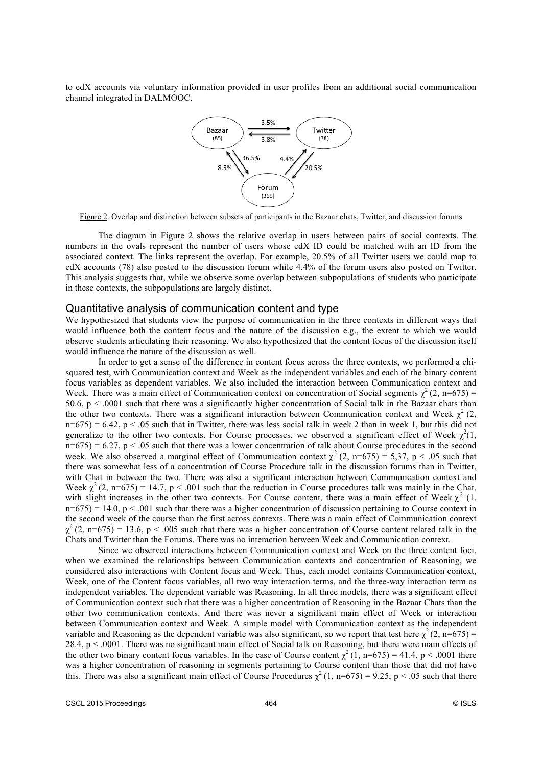to edX accounts via voluntary information provided in user profiles from an additional social communication channel integrated in DALMOOC.

Figure 2. Overlap and distinction between subsets of participants in the Bazaar chats, Twitter, and discussion forums

The diagram in Figure 2 shows the relative overlap in users between pairs of social contexts. The numbers in the ovals represent the number of users whose edX ID could be matched with an ID from the associated context. The links represent the overlap. For example, 20.5% of all Twitter users we could map to edX accounts (78) also posted to the discussion forum while 4.4% of the forum users also posted on Twitter. This analysis suggests that, while we observe some overlap between subpopulations of students who participate in these contexts, the subpopulations are largely distinct.

## Quantitative analysis of communication content and type

We hypothesized that students view the purpose of communication in the three contexts in different ways that would influence both the content focus and the nature of the discussion e.g., the extent to which we would observe students articulating their reasoning. We also hypothesized that the content focus of the discussion itself would influence the nature of the discussion as well.

In order to get a sense of the difference in content focus across the three contexts, we performed a chi-squared test, with Communication context and Week as the independent variables and each of the binary content focus variables as dependent variables. We also included the interaction between Communication context and Week. There was a main effect of Communication context on concentration of Social segments $\chi^2$ (2, n=675) = 50.6, $p < .0001$ such that there was a significantly higher concentration of Social talk in the Bazaar chats than the other two contexts. There was a significant interaction between Communication context and Week $\chi^2$ (2, n=675) = 6.42, $p < .05$ such that in Twitter, there was less social talk in week 2 than in week 1, but this did not generalize to the other two contexts. For Course processes, we observed a significant effect of Week $\chi^2$(1, n=675) = 6.27, $p < .05$ such that there was a lower concentration of talk about Course procedures in the second week. We also observed a marginal effect of Communication context $\chi^2$ (2, n=675) = 5,37, $p < .05$ such that there was somewhat less of a concentration of Course Procedure talk in the discussion forums than in Twitter, with Chat in between the two. There was also a significant interaction between Communication context and Week $\chi^2$ (2, n=675) = 14.7, $p < .001$ such that the reduction in Course procedures talk was mainly in the Chat, with slight increases in the other two contexts. For Course content, there was a main effect of Week $\chi^2$ (1, n=675) = 14.0, $p < .001$ such that there was a higher concentration of discussion pertaining to Course context in the second week of the course than the first across contexts. There was a main effect of Communication context $\chi^2$ (2, n=675) = 13.6, $p < .005$ such that there was a higher concentration of Course content related talk in the Chats and Twitter than the Forums. There was no interaction between Week and Communication context.

Since we observed interactions between Communication context and Week on the three content foci, when we examined the relationships between Communication contexts and concentration of Reasoning, we considered also interactions with Content focus and Week. Thus, each model contains Communication context, Week, one of the Content focus variables, all two way interaction terms, and the three-way interaction term as independent variables. The dependent variable was Reasoning. In all three models, there was a significant effect of Communication context such that there was a higher concentration of Reasoning in the Bazaar Chats than the other two communication contexts. And there was never a significant main effect of Week or interaction between Communication context and Week. A simple model with Communication context as the independent variable and Reasoning as the dependent variable was also significant, so we report that test here $\chi^2$ (2, n=675) = 28.4, $p < .0001$. There was no significant main effect of Social talk on Reasoning, but there were main effects of the other two binary content focus variables. In the case of Course content $\chi^2$ (1, n=675) = 41.4, $p < .0001$ there was a higher concentration of reasoning in segments pertaining to Course content than those that did not have this. There was also a significant main effect of Course Procedures $\chi^2$ (1, n=675) = 9.25, $p < .05$ such that there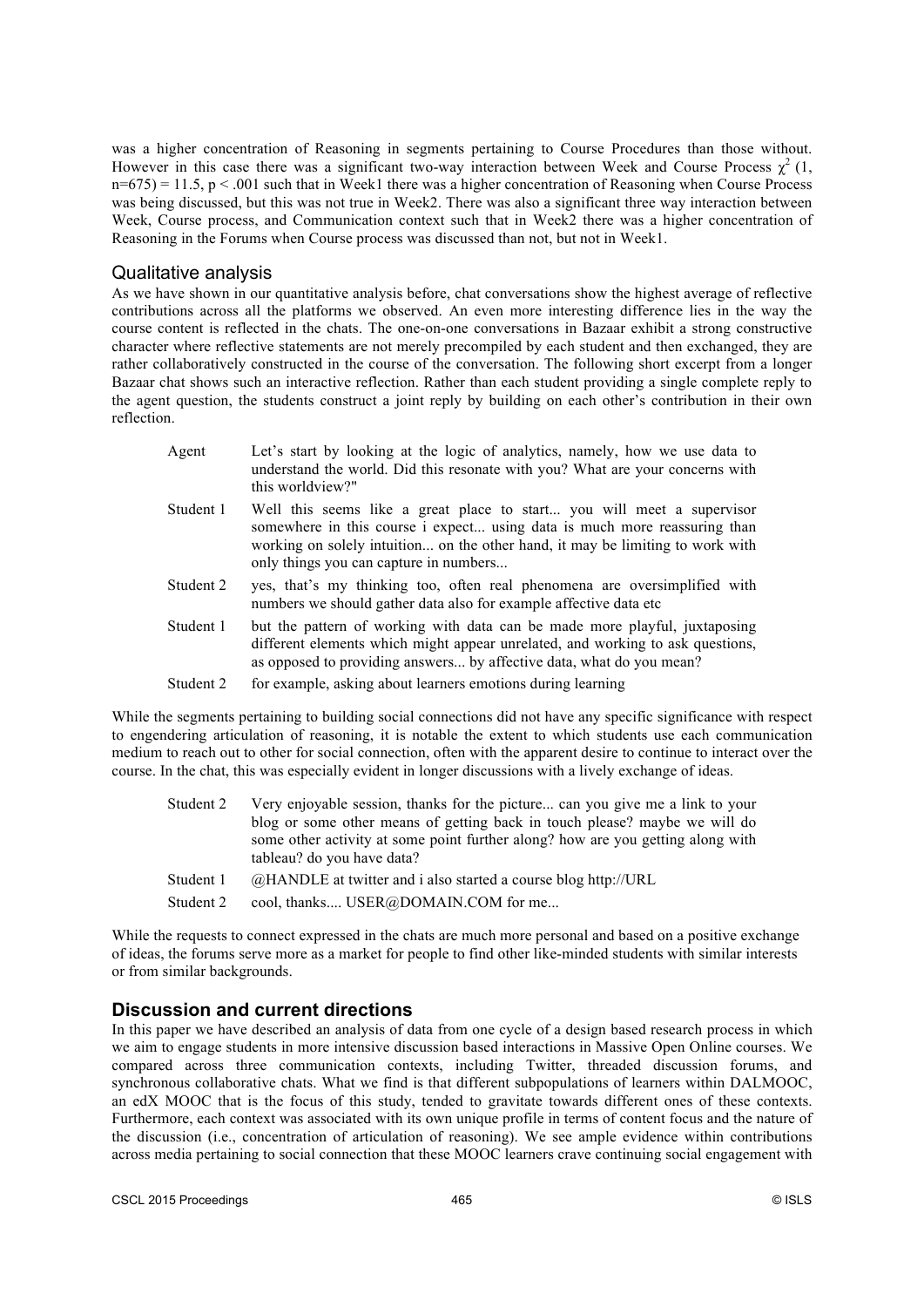was a higher concentration of Reasoning in segments pertaining to Course Procedures than those without. However in this case there was a significant two-way interaction between Week and Course Process $\chi^2$ (1, n=675) = 11.5, $p < .001$ such that in Week1 there was a higher concentration of Reasoning when Course Process was being discussed, but this was not true in Week2. There was also a significant three way interaction between Week, Course process, and Communication context such that in Week2 there was a higher concentration of Reasoning in the Forums when Course process was discussed than not, but not in Week1.

## Qualitative analysis

As we have shown in our quantitative analysis before, chat conversations show the highest average of reflective contributions across all the platforms we observed. An even more interesting difference lies in the way the course content is reflected in the chats. The one-on-one conversations in Bazaar exhibit a strong constructive character where reflective statements are not merely precompiled by each student and then exchanged, they are rather collaboratively constructed in the course of the conversation. The following short excerpt from a longer Bazaar chat shows such an interactive reflection. Rather than each student providing a single complete reply to the agent question, the students construct a joint reply by building on each other's contribution in their own reflection.

| | |
|---|---|
| Agent | Let's start by looking at the logic of analytics, namely, how we use data to understand the world. Did this resonate with you? What are your concerns with this worldview?" |
| Student 1 | Well this seems like a great place to start... you will meet a supervisor somewhere in this course i expect... using data is much more reassuring than working on solely intuition... on the other hand, it may be limiting to work with only things you can capture in numbers... |
| Student 2 | yes, that's my thinking too, often real phenomena are oversimplified with numbers we should gather data also for example affective data etc |
| Student 1 | but the pattern of working with data can be made more playful, juxtaposing different elements which might appear unrelated, and working to ask questions, as opposed to providing answers... by affective data, what do you mean? |
| Student 2 | for example, asking about learners emotions during learning |

While the segments pertaining to building social connections did not have any specific significance with respect to engendering articulation of reasoning, it is notable the extent to which students use each communication medium to reach out to other for social connection, often with the apparent desire to continue to interact over the course. In the chat, this was especially evident in longer discussions with a lively exchange of ideas.

| | |
|---|---|
| Student 2 | Very enjoyable session, thanks for the picture... can you give me a link to your blog or some other means of getting back in touch please? maybe we will do some other activity at some point further along? how are you getting along with tableau? do you have data? |
| Student 1 | @HANDLE at twitter and i also started a course blog http://URL |
| Student 2 | cool, thanks.... USER@DOMAIN.COM for me... |

While the requests to connect expressed in the chats are much more personal and based on a positive exchange of ideas, the forums serve more as a market for people to find other like-minded students with similar interests or from similar backgrounds.

## Discussion and current directions

In this paper we have described an analysis of data from one cycle of a design based research process in which we aim to engage students in more intensive discussion based interactions in Massive Open Online courses. We compared across three communication contexts, including Twitter, threaded discussion forums, and synchronous collaborative chats. What we find is that different subpopulations of learners within DALMOOC, an edX MOOC that is the focus of this study, tended to gravitate towards different ones of these contexts. Furthermore, each context was associated with its own unique profile in terms of content focus and the nature of the discussion (i.e., concentration of articulation of reasoning). We see ample evidence within contributions across media pertaining to social connection that these MOOC learners crave continuing social engagement with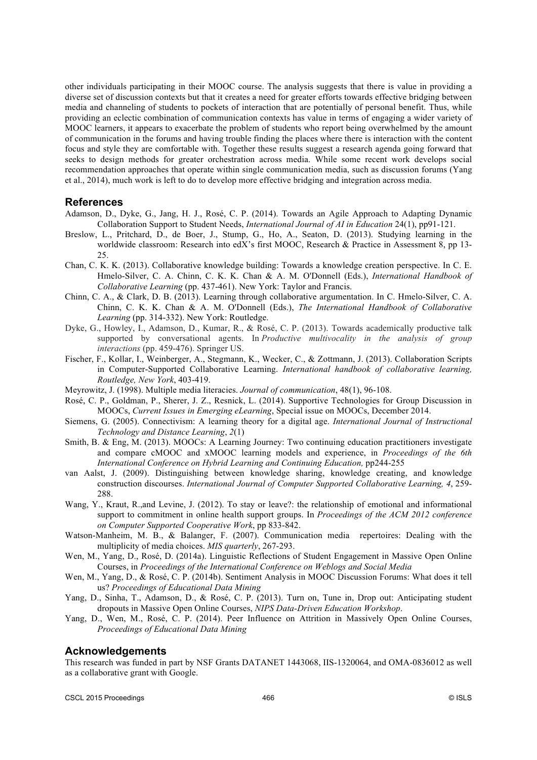other individuals participating in their MOOC course. The analysis suggests that there is value in providing a diverse set of discussion contexts but that it creates a need for greater efforts towards effective bridging between media and channeling of students to pockets of interaction that are potentially of personal benefit. Thus, while providing an eclectic combination of communication contexts has value in terms of engaging a wider variety of MOOC learners, it appears to exacerbate the problem of students who report being overwhelmed by the amount of communication in the forums and having trouble finding the places where there is interaction with the content focus and style they are comfortable with. Together these results suggest a research agenda going forward that seeks to design methods for greater orchestration across media. While some recent work develops social recommendation approaches that operate within single communication media, such as discussion forums (Yang et al., 2014), much work is left to do to develop more effective bridging and integration across media.

## References

Adamson, D., Dyke, G., Jang, H. J., Rosé, C. P. (2014). Towards an Agile Approach to Adapting Dynamic Collaboration Support to Student Needs, *International Journal of AI in Education* 24(1), pp91-121.

Breslow, L., Pritchard, D., de Boer, J., Stump, G., Ho, A., Seaton, D. (2013). Studying learning in the worldwide classroom: Research into edX's first MOOC, Research & Practice in Assessment 8, pp 13-25.

Chan, C. K. K. (2013). Collaborative knowledge building: Towards a knowledge creation perspective. In C. E. Hmelo-Silver, C. A. Chinn, C. K. K. Chan & A. M. O'Donnell (Eds.), *International Handbook of Collaborative Learning* (pp. 437-461). New York: Taylor and Francis.

Chinn, C. A., & Clark, D. B. (2013). Learning through collaborative argumentation. In C. Hmelo-Silver, C. A. Chinn, C. K. K. Chan & A. M. O'Donnell (Eds.), *The International Handbook of Collaborative Learning* (pp. 314-332). New York: Routledge.

Dyke, G., Howley, I., Adamson, D., Kumar, R., & Rosé, C. P. (2013). Towards academically productive talk supported by conversational agents. In *Productive multivocality in the analysis of group interactions* (pp. 459-476). Springer US.

Fischer, F., Kollar, I., Weinberger, A., Stegmann, K., Wecker, C., & Zottmann, J. (2013). Collaboration Scripts in Computer-Supported Collaborative Learning. *International handbook of collaborative learning, Routledge, New York*, 403-419.

Meyrowitz, J. (1998). Multiple media literacies. *Journal of communication*, 48(1), 96-108.

Rosé, C. P., Goldman, P., Sherer, J. Z., Resnick, L. (2014). Supportive Technologies for Group Discussion in MOOCs, *Current Issues in Emerging eLearning*, Special issue on MOOCs, December 2014.

Siemens, G. (2005). Connectivism: A learning theory for a digital age. *International Journal of Instructional Technology and Distance Learning*, *2*(1)

Smith, B. & Eng, M. (2013). MOOCs: A Learning Journey: Two continuing education practitioners investigate and compare cMOOC and xMOOC learning models and experience, in *Proceedings of the 6th International Conference on Hybrid Learning and Continuing Education,* pp244-255

van Aalst, J. (2009). Distinguishing between knowledge sharing, knowledge creating, and knowledge construction discourses. *International Journal of Computer Supported Collaborative Learning, 4*, 259-288.

Wang, Y., Kraut, R.,and Levine, J. (2012). To stay or leave?: the relationship of emotional and informational support to commitment in online health support groups. In *Proceedings of the ACM 2012 conference on Computer Supported Cooperative Work*, pp 833-842.

Watson-Manheim, M. B., & Balanger, F. (2007). Communication media repertoires: Dealing with the multiplicity of media choices. *MIS quarterly*, 267-293.

Wen, M., Yang, D., Rosé, D. (2014a). Linguistic Reflections of Student Engagement in Massive Open Online Courses, in *Proceedings of the International Conference on Weblogs and Social Media*

Wen, M., Yang, D., & Rosé, C. P. (2014b). Sentiment Analysis in MOOC Discussion Forums: What does it tell us? *Proceedings of Educational Data Mining*

Yang, D., Sinha, T., Adamson, D., & Rosé, C. P. (2013). Turn on, Tune in, Drop out: Anticipating student dropouts in Massive Open Online Courses, *NIPS Data-Driven Education Workshop*.

Yang, D., Wen, M., Rosé, C. P. (2014). Peer Influence on Attrition in Massively Open Online Courses, *Proceedings of Educational Data Mining*

## Acknowledgements

This research was funded in part by NSF Grants DATANET 1443068, IIS-1320064, and OMA-0836012 as well as a collaborative grant with Google.